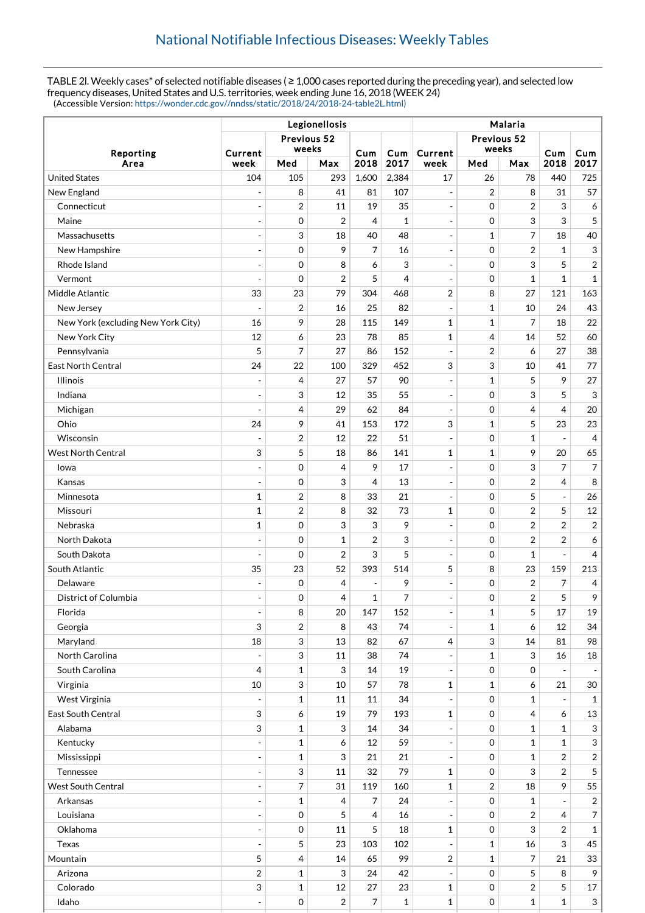# National Notifiable Infectious Diseases: Weekly Tables

TABLE 2l. Weekly cases* of selected notifiable diseases ( ≥ 1,000 cases reported during the preceding year), and selected low frequency diseases, United States and U.S. territories, week ending June 16, 2018 (WEEK 24)
(Accessible Version: https://wonder.cdc.gov//nndss/static/2018/24/2018-24-table2L.html)

| Reporting Area | Legionellosis | | | | | Malaria | | | | |
|---|---|---|---|---|---|---|---|---|---|---|
| | Current week | Previous 52 weeks | | Cum 2018 | Cum 2017 | Current week | Previous 52 weeks | | Cum 2018 | Cum 2017 |
| | | Med | Max | | | | Med | Max | | |
| United States | 104 | 105 | 293 | 1,600 | 2,384 | 17 | 26 | 78 | 440 | 725 |
| New England | - | 8 | 41 | 81 | 107 | - | 2 | 8 | 31 | 57 |
| Connecticut | - | 2 | 11 | 19 | 35 | - | 0 | 2 | 3 | 6 |
| Maine | - | 0 | 2 | 4 | 1 | - | 0 | 3 | 3 | 5 |
| Massachusetts | - | 3 | 18 | 40 | 48 | - | 1 | 7 | 18 | 40 |
| New Hampshire | - | 0 | 9 | 7 | 16 | - | 0 | 2 | 1 | 3 |
| Rhode Island | - | 0 | 8 | 6 | 3 | - | 0 | 3 | 5 | 2 |
| Vermont | - | 0 | 2 | 5 | 4 | - | 0 | 1 | 1 | 1 |
| Middle Atlantic | 33 | 23 | 79 | 304 | 468 | 2 | 8 | 27 | 121 | 163 |
| New Jersey | - | 2 | 16 | 25 | 82 | - | 1 | 10 | 24 | 43 |
| New York (excluding New York City) | 16 | 9 | 28 | 115 | 149 | 1 | 1 | 7 | 18 | 22 |
| New York City | 12 | 6 | 23 | 78 | 85 | 1 | 4 | 14 | 52 | 60 |
| Pennsylvania | 5 | 7 | 27 | 86 | 152 | - | 2 | 6 | 27 | 38 |
| East North Central | 24 | 22 | 100 | 329 | 452 | 3 | 3 | 10 | 41 | 77 |
| Illinois | - | 4 | 27 | 57 | 90 | - | 1 | 5 | 9 | 27 |
| Indiana | - | 3 | 12 | 35 | 55 | - | 0 | 3 | 5 | 3 |
| Michigan | - | 4 | 29 | 62 | 84 | - | 0 | 4 | 4 | 20 |
| Ohio | 24 | 9 | 41 | 153 | 172 | 3 | 1 | 5 | 23 | 23 |
| Wisconsin | - | 2 | 12 | 22 | 51 | - | 0 | 1 | - | 4 |
| West North Central | 3 | 5 | 18 | 86 | 141 | 1 | 1 | 9 | 20 | 65 |
| Iowa | - | 0 | 4 | 9 | 17 | - | 0 | 3 | 7 | 7 |
| Kansas | - | 0 | 3 | 4 | 13 | - | 0 | 2 | 4 | 8 |
| Minnesota | 1 | 2 | 8 | 33 | 21 | - | 0 | 5 | - | 26 |
| Missouri | 1 | 2 | 8 | 32 | 73 | 1 | 0 | 2 | 5 | 12 |
| Nebraska | 1 | 0 | 3 | 3 | 9 | - | 0 | 2 | 2 | 2 |
| North Dakota | - | 0 | 1 | 2 | 3 | - | 0 | 2 | 2 | 6 |
| South Dakota | - | 0 | 2 | 3 | 5 | - | 0 | 1 | - | 4 |
| South Atlantic | 35 | 23 | 52 | 393 | 514 | 5 | 8 | 23 | 159 | 213 |
| Delaware | - | 0 | 4 | - | 9 | - | 0 | 2 | 7 | 4 |
| District of Columbia | - | 0 | 4 | 1 | 7 | - | 0 | 2 | 5 | 9 |
| Florida | - | 8 | 20 | 147 | 152 | - | 1 | 5 | 17 | 19 |
| Georgia | 3 | 2 | 8 | 43 | 74 | - | 1 | 6 | 12 | 34 |
| Maryland | 18 | 3 | 13 | 82 | 67 | 4 | 3 | 14 | 81 | 98 |
| North Carolina | - | 3 | 11 | 38 | 74 | - | 1 | 3 | 16 | 18 |
| South Carolina | 4 | 1 | 3 | 14 | 19 | - | 0 | 0 | - | - |
| Virginia | 10 | 3 | 10 | 57 | 78 | 1 | 1 | 6 | 21 | 30 |
| West Virginia | - | 1 | 11 | 11 | 34 | - | 0 | 1 | - | 1 |
| East South Central | 3 | 6 | 19 | 79 | 193 | 1 | 0 | 4 | 6 | 13 |
| Alabama | 3 | 1 | 3 | 14 | 34 | - | 0 | 1 | 1 | 3 |
| Kentucky | - | 1 | 6 | 12 | 59 | - | 0 | 1 | 1 | 3 |
| Mississippi | - | 1 | 3 | 21 | 21 | - | 0 | 1 | 2 | 2 |
| Tennessee | - | 3 | 11 | 32 | 79 | 1 | 0 | 3 | 2 | 5 |
| West South Central | - | 7 | 31 | 119 | 160 | 1 | 2 | 18 | 9 | 55 |
| Arkansas | - | 1 | 4 | 7 | 24 | - | 0 | 1 | - | 2 |
| Louisiana | - | 0 | 5 | 4 | 16 | - | 0 | 2 | 4 | 7 |
| Oklahoma | - | 0 | 11 | 5 | 18 | 1 | 0 | 3 | 2 | 1 |
| Texas | - | 5 | 23 | 103 | 102 | - | 1 | 16 | 3 | 45 |
| Mountain | 5 | 4 | 14 | 65 | 99 | 2 | 1 | 7 | 21 | 33 |
| Arizona | 2 | 1 | 3 | 24 | 42 | - | 0 | 5 | 8 | 9 |
| Colorado | 3 | 1 | 12 | 27 | 23 | 1 | 0 | 2 | 5 | 17 |
| Idaho | - | 0 | 2 | 7 | 1 | 1 | 0 | 1 | 1 | 3 |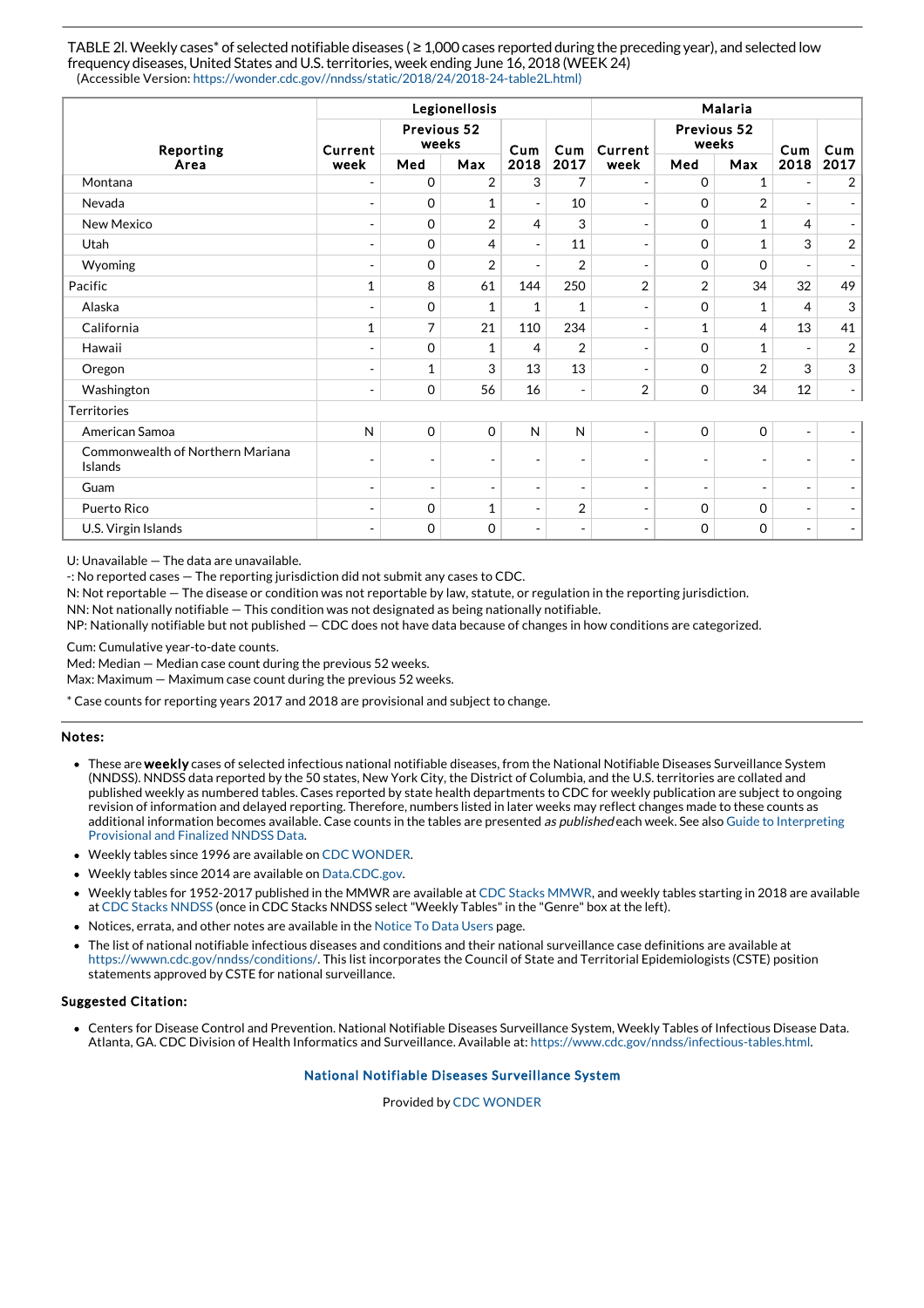TABLE 2l. Weekly cases* of selected notifiable diseases ( ≥ 1,000 cases reported during the preceding year), and selected low frequency diseases, United States and U.S. territories, week ending June 16, 2018 (WEEK 24)
(Accessible Version: https://wonder.cdc.gov//nndss/static/2018/24/2018-24-table2L.html)

| Reporting Area | Legionellosis | | | | | Malaria | | | | |
|---|---|---|---|---|---|---|---|---|---|---|
| | Current week | Previous 52 weeks | | Cum 2018 | Cum 2017 | Current week | Previous 52 weeks | | Cum 2018 | Cum 2017 |
| | | Med | Max | | | | Med | Max | | |
| Montana | - | 0 | 2 | 3 | 7 | - | 0 | 1 | - | 2 |
| Nevada | - | 0 | 1 | - | 10 | - | 0 | 2 | - | - |
| New Mexico | - | 0 | 2 | 4 | 3 | - | 0 | 1 | 4 | - |
| Utah | - | 0 | 4 | - | 11 | - | 0 | 1 | 3 | 2 |
| Wyoming | - | 0 | 2 | - | 2 | - | 0 | 0 | - | - |
| Pacific | 1 | 8 | 61 | 144 | 250 | 2 | 2 | 34 | 32 | 49 |
| Alaska | - | 0 | 1 | 1 | 1 | - | 0 | 1 | 4 | 3 |
| California | 1 | 7 | 21 | 110 | 234 | - | 1 | 4 | 13 | 41 |
| Hawaii | - | 0 | 1 | 4 | 2 | - | 0 | 1 | - | 2 |
| Oregon | - | 1 | 3 | 13 | 13 | - | 0 | 2 | 3 | 3 |
| Washington | - | 0 | 56 | 16 | - | 2 | 0 | 34 | 12 | - |
| Territories | | | | | | | | | | |
| American Samoa | N | 0 | 0 | N | N | - | 0 | 0 | - | - |
| Commonwealth of Northern Mariana Islands | - | - | - | - | - | - | - | - | - | - |
| Guam | - | - | - | - | - | - | - | - | - | - |
| Puerto Rico | - | 0 | 1 | - | 2 | - | 0 | 0 | - | - |
| U.S. Virgin Islands | - | 0 | 0 | - | - | - | 0 | 0 | - | - |

U: Unavailable — The data are unavailable.
-: No reported cases — The reporting jurisdiction did not submit any cases to CDC.
N: Not reportable — The disease or condition was not reportable by law, statute, or regulation in the reporting jurisdiction.
NN: Not nationally notifiable — This condition was not designated as being nationally notifiable.
NP: Nationally notifiable but not published — CDC does not have data because of changes in how conditions are categorized.

Cum: Cumulative year-to-date counts.
Med: Median — Median case count during the previous 52 weeks.
Max: Maximum — Maximum case count during the previous 52 weeks.

* Case counts for reporting years 2017 and 2018 are provisional and subject to change.

**Notes:**

- These are **weekly** cases of selected infectious national notifiable diseases, from the National Notifiable Diseases Surveillance System (NNDSS). NNDSS data reported by the 50 states, New York City, the District of Columbia, and the U.S. territories are collated and published weekly as numbered tables. Cases reported by state health departments to CDC for weekly publication are subject to ongoing revision of information and delayed reporting. Therefore, numbers listed in later weeks may reflect changes made to these counts as additional information becomes available. Case counts in the tables are presented *as published* each week. See also Guide to Interpreting Provisional and Finalized NNDSS Data.
- Weekly tables since 1996 are available on CDC WONDER.
- Weekly tables since 2014 are available on Data.CDC.gov.
- Weekly tables for 1952-2017 published in the MMWR are available at CDC Stacks MMWR, and weekly tables starting in 2018 are available at CDC Stacks NNDSS (once in CDC Stacks NNDSS select "Weekly Tables" in the "Genre" box at the left).
- Notices, errata, and other notes are available in the Notice To Data Users page.
- The list of national notifiable infectious diseases and conditions and their national surveillance case definitions are available at https://wwwn.cdc.gov/nndss/conditions/. This list incorporates the Council of State and Territorial Epidemiologists (CSTE) position statements approved by CSTE for national surveillance.

**Suggested Citation:**

- Centers for Disease Control and Prevention. National Notifiable Diseases Surveillance System, Weekly Tables of Infectious Disease Data. Atlanta, GA. CDC Division of Health Informatics and Surveillance. Available at: https://www.cdc.gov/nndss/infectious-tables.html.

National Notifiable Diseases Surveillance System

Provided by CDC WONDER